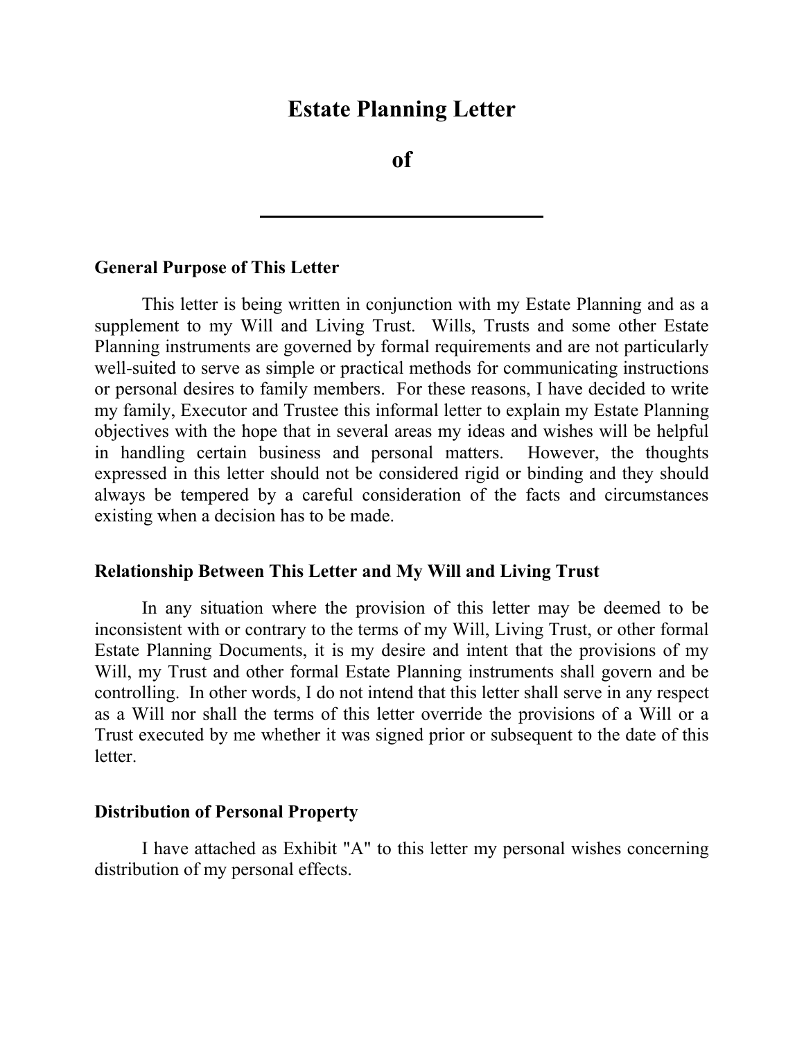# Estate Planning Letter

# of

______________________________

## General Purpose of This Letter

This letter is being written in conjunction with my Estate Planning and as a supplement to my Will and Living Trust. Wills, Trusts and some other Estate Planning instruments are governed by formal requirements and are not particularly well-suited to serve as simple or practical methods for communicating instructions or personal desires to family members. For these reasons, I have decided to write my family, Executor and Trustee this informal letter to explain my Estate Planning objectives with the hope that in several areas my ideas and wishes will be helpful in handling certain business and personal matters. However, the thoughts expressed in this letter should not be considered rigid or binding and they should always be tempered by a careful consideration of the facts and circumstances existing when a decision has to be made.

## Relationship Between This Letter and My Will and Living Trust

In any situation where the provision of this letter may be deemed to be inconsistent with or contrary to the terms of my Will, Living Trust, or other formal Estate Planning Documents, it is my desire and intent that the provisions of my Will, my Trust and other formal Estate Planning instruments shall govern and be controlling. In other words, I do not intend that this letter shall serve in any respect as a Will nor shall the terms of this letter override the provisions of a Will or a Trust executed by me whether it was signed prior or subsequent to the date of this letter.

## Distribution of Personal Property

I have attached as Exhibit "A" to this letter my personal wishes concerning distribution of my personal effects.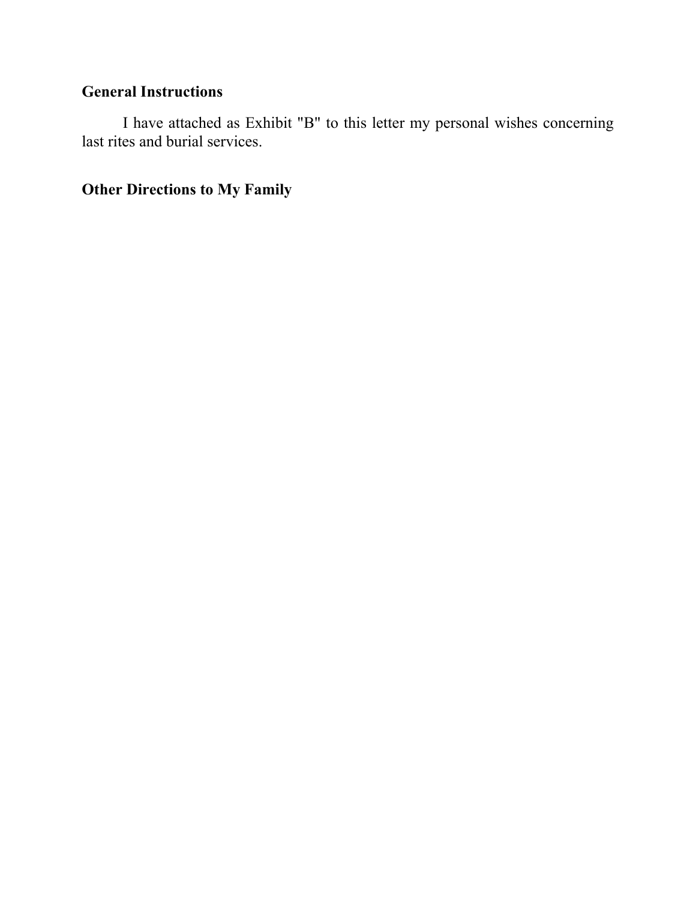## General Instructions

I have attached as Exhibit "B" to this letter my personal wishes concerning last rites and burial services.

## Other Directions to My Family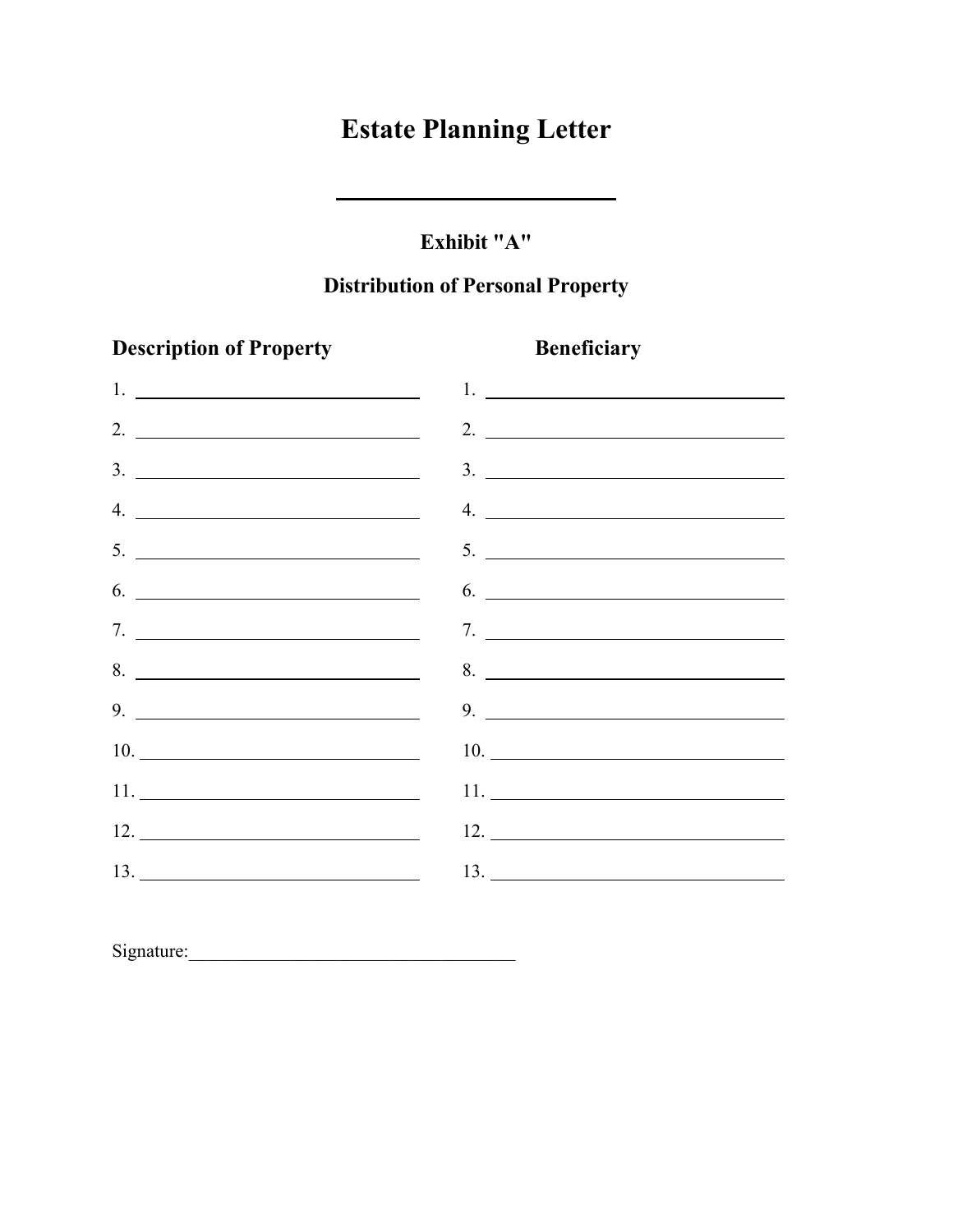# Estate Planning Letter

\_\_\_\_\_\_\_\_\_\_\_\_\_\_\_\_\_\_\_\_\_\_\_\_

### Exhibit "A"

### Distribution of Personal Property

| Description of Property | Beneficiary |
|---|---|
| 1. \_\_\_\_\_\_\_\_\_\_\_\_\_\_\_\_\_\_\_\_ | 1. \_\_\_\_\_\_\_\_\_\_\_\_\_\_\_\_\_\_\_\_ |
| 2. \_\_\_\_\_\_\_\_\_\_\_\_\_\_\_\_\_\_\_\_ | 2. \_\_\_\_\_\_\_\_\_\_\_\_\_\_\_\_\_\_\_\_ |
| 3. \_\_\_\_\_\_\_\_\_\_\_\_\_\_\_\_\_\_\_\_ | 3. \_\_\_\_\_\_\_\_\_\_\_\_\_\_\_\_\_\_\_\_ |
| 4. \_\_\_\_\_\_\_\_\_\_\_\_\_\_\_\_\_\_\_\_ | 4. \_\_\_\_\_\_\_\_\_\_\_\_\_\_\_\_\_\_\_\_ |
| 5. \_\_\_\_\_\_\_\_\_\_\_\_\_\_\_\_\_\_\_\_ | 5. \_\_\_\_\_\_\_\_\_\_\_\_\_\_\_\_\_\_\_\_ |
| 6. \_\_\_\_\_\_\_\_\_\_\_\_\_\_\_\_\_\_\_\_ | 6. \_\_\_\_\_\_\_\_\_\_\_\_\_\_\_\_\_\_\_\_ |
| 7. \_\_\_\_\_\_\_\_\_\_\_\_\_\_\_\_\_\_\_\_ | 7. \_\_\_\_\_\_\_\_\_\_\_\_\_\_\_\_\_\_\_\_ |
| 8. \_\_\_\_\_\_\_\_\_\_\_\_\_\_\_\_\_\_\_\_ | 8. \_\_\_\_\_\_\_\_\_\_\_\_\_\_\_\_\_\_\_\_ |
| 9. \_\_\_\_\_\_\_\_\_\_\_\_\_\_\_\_\_\_\_\_ | 9. \_\_\_\_\_\_\_\_\_\_\_\_\_\_\_\_\_\_\_\_ |
| 10. \_\_\_\_\_\_\_\_\_\_\_\_\_\_\_\_\_\_\_\_ | 10. \_\_\_\_\_\_\_\_\_\_\_\_\_\_\_\_\_\_\_\_ |
| 11. \_\_\_\_\_\_\_\_\_\_\_\_\_\_\_\_\_\_\_\_ | 11. \_\_\_\_\_\_\_\_\_\_\_\_\_\_\_\_\_\_\_\_ |
| 12. \_\_\_\_\_\_\_\_\_\_\_\_\_\_\_\_\_\_\_\_ | 12. \_\_\_\_\_\_\_\_\_\_\_\_\_\_\_\_\_\_\_\_ |
| 13. \_\_\_\_\_\_\_\_\_\_\_\_\_\_\_\_\_\_\_\_ | 13. \_\_\_\_\_\_\_\_\_\_\_\_\_\_\_\_\_\_\_\_ |

Signature:\_\_\_\_\_\_\_\_\_\_\_\_\_\_\_\_\_\_\_\_\_\_\_\_\_\_\_\_\_\_\_\_\_\_\_\_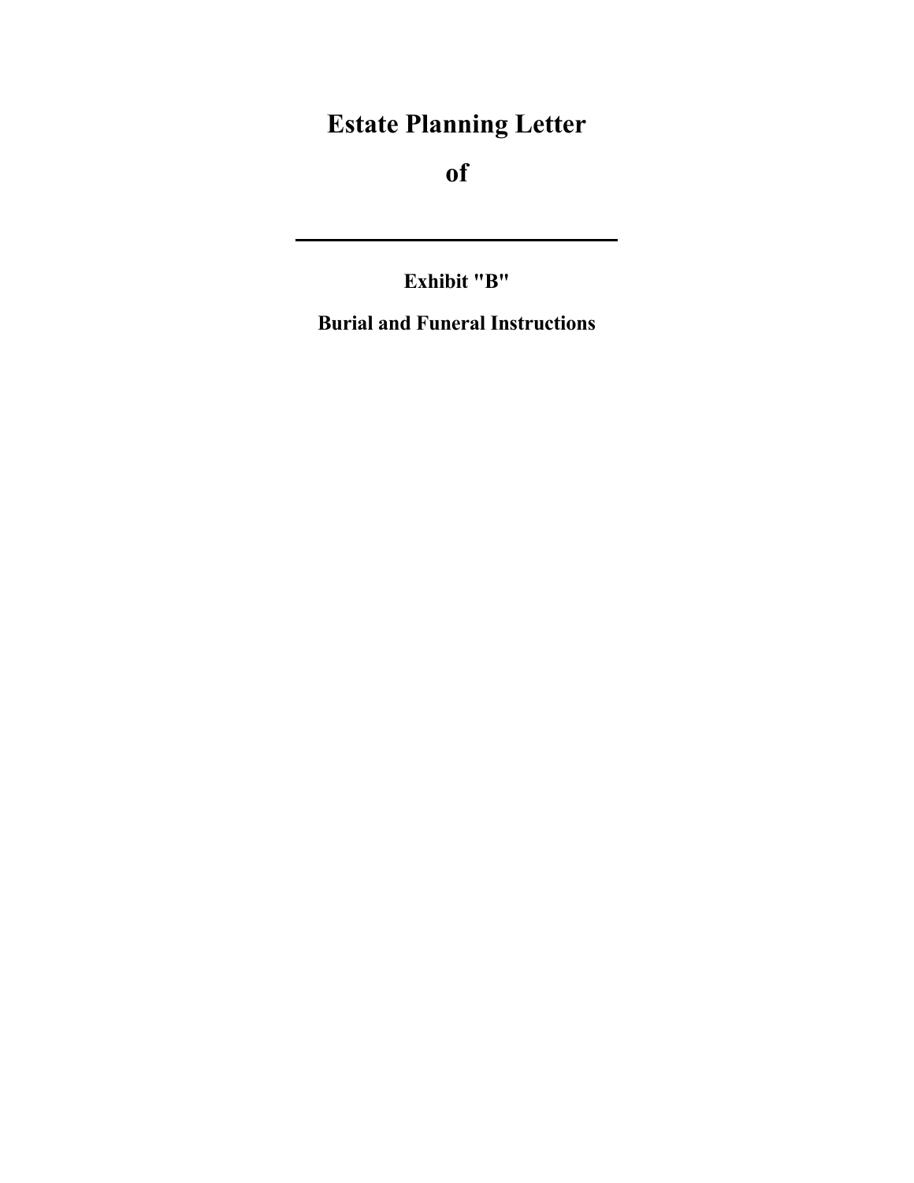# Estate Planning Letter

# of

______________________________

**Exhibit "B"**

**Burial and Funeral Instructions**